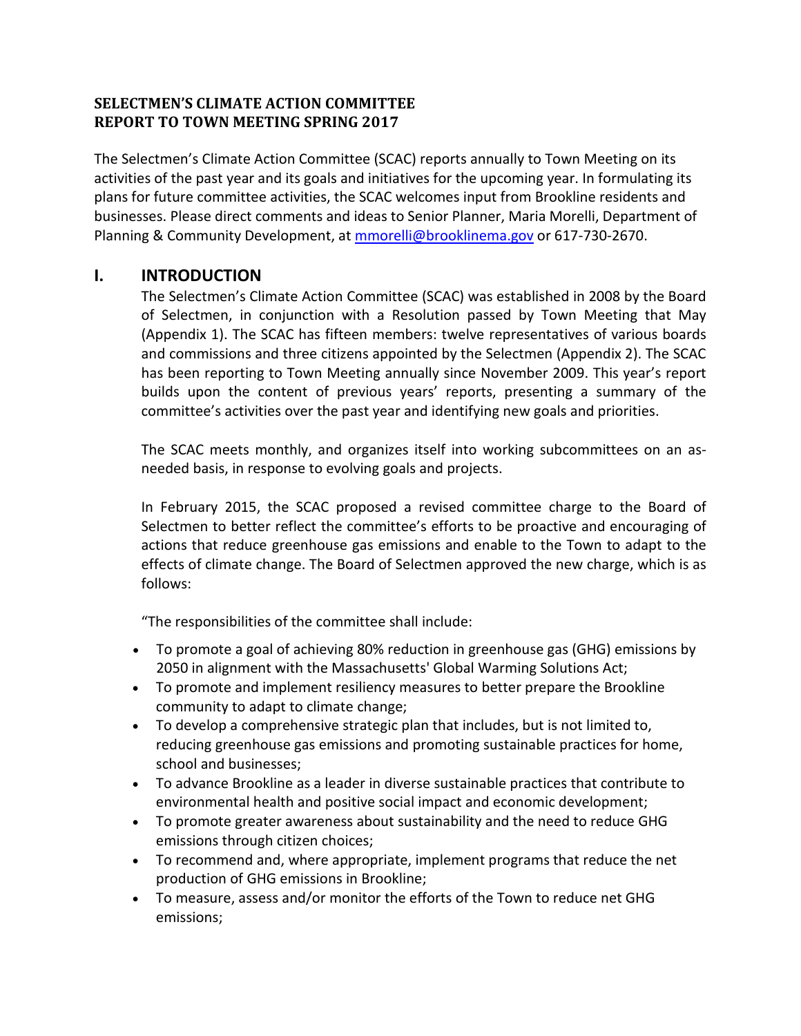**SELECTMEN'S CLIMATE ACTION COMMITTEE**
**REPORT TO TOWN MEETING SPRING 2017**

The Selectmen's Climate Action Committee (SCAC) reports annually to Town Meeting on its activities of the past year and its goals and initiatives for the upcoming year. In formulating its plans for future committee activities, the SCAC welcomes input from Brookline residents and businesses. Please direct comments and ideas to Senior Planner, Maria Morelli, Department of Planning & Community Development, at mmorelli@brooklinema.gov or 617-730-2670.

## I. INTRODUCTION

The Selectmen's Climate Action Committee (SCAC) was established in 2008 by the Board of Selectmen, in conjunction with a Resolution passed by Town Meeting that May (Appendix 1). The SCAC has fifteen members: twelve representatives of various boards and commissions and three citizens appointed by the Selectmen (Appendix 2). The SCAC has been reporting to Town Meeting annually since November 2009. This year's report builds upon the content of previous years' reports, presenting a summary of the committee's activities over the past year and identifying new goals and priorities.

The SCAC meets monthly, and organizes itself into working subcommittees on an as-needed basis, in response to evolving goals and projects.

In February 2015, the SCAC proposed a revised committee charge to the Board of Selectmen to better reflect the committee's efforts to be proactive and encouraging of actions that reduce greenhouse gas emissions and enable to the Town to adapt to the effects of climate change. The Board of Selectmen approved the new charge, which is as follows:

"The responsibilities of the committee shall include:

- To promote a goal of achieving 80% reduction in greenhouse gas (GHG) emissions by 2050 in alignment with the Massachusetts' Global Warming Solutions Act;
- To promote and implement resiliency measures to better prepare the Brookline community to adapt to climate change;
- To develop a comprehensive strategic plan that includes, but is not limited to, reducing greenhouse gas emissions and promoting sustainable practices for home, school and businesses;
- To advance Brookline as a leader in diverse sustainable practices that contribute to environmental health and positive social impact and economic development;
- To promote greater awareness about sustainability and the need to reduce GHG emissions through citizen choices;
- To recommend and, where appropriate, implement programs that reduce the net production of GHG emissions in Brookline;
- To measure, assess and/or monitor the efforts of the Town to reduce net GHG emissions;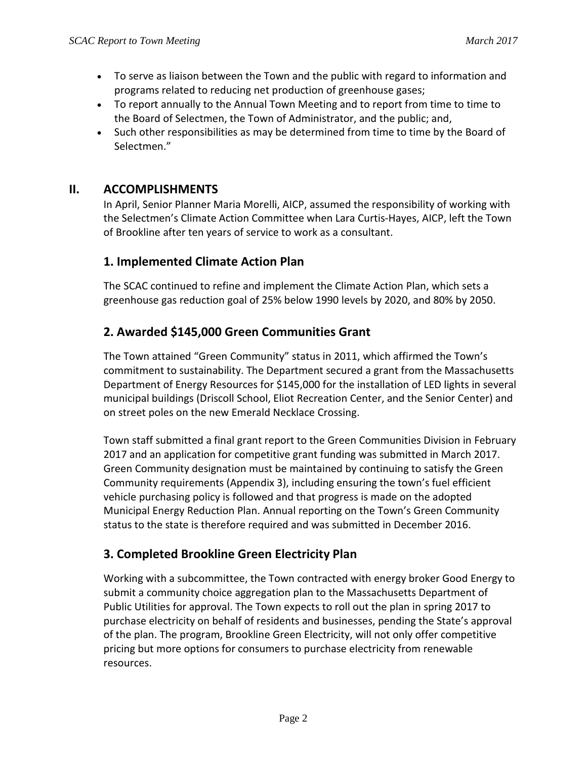- To serve as liaison between the Town and the public with regard to information and programs related to reducing net production of greenhouse gases;
- To report annually to the Annual Town Meeting and to report from time to time to the Board of Selectmen, the Town of Administrator, and the public; and,
- Such other responsibilities as may be determined from time to time by the Board of Selectmen."

## II. ACCOMPLISHMENTS

In April, Senior Planner Maria Morelli, AICP, assumed the responsibility of working with the Selectmen's Climate Action Committee when Lara Curtis-Hayes, AICP, left the Town of Brookline after ten years of service to work as a consultant.

### 1. Implemented Climate Action Plan

The SCAC continued to refine and implement the Climate Action Plan, which sets a greenhouse gas reduction goal of 25% below 1990 levels by 2020, and 80% by 2050.

### 2. Awarded $145,000 Green Communities Grant

The Town attained "Green Community" status in 2011, which affirmed the Town's commitment to sustainability. The Department secured a grant from the Massachusetts Department of Energy Resources for $145,000 for the installation of LED lights in several municipal buildings (Driscoll School, Eliot Recreation Center, and the Senior Center) and on street poles on the new Emerald Necklace Crossing.

Town staff submitted a final grant report to the Green Communities Division in February 2017 and an application for competitive grant funding was submitted in March 2017. Green Community designation must be maintained by continuing to satisfy the Green Community requirements (Appendix 3), including ensuring the town's fuel efficient vehicle purchasing policy is followed and that progress is made on the adopted Municipal Energy Reduction Plan. Annual reporting on the Town's Green Community status to the state is therefore required and was submitted in December 2016.

### 3. Completed Brookline Green Electricity Plan

Working with a subcommittee, the Town contracted with energy broker Good Energy to submit a community choice aggregation plan to the Massachusetts Department of Public Utilities for approval. The Town expects to roll out the plan in spring 2017 to purchase electricity on behalf of residents and businesses, pending the State's approval of the plan. The program, Brookline Green Electricity, will not only offer competitive pricing but more options for consumers to purchase electricity from renewable resources.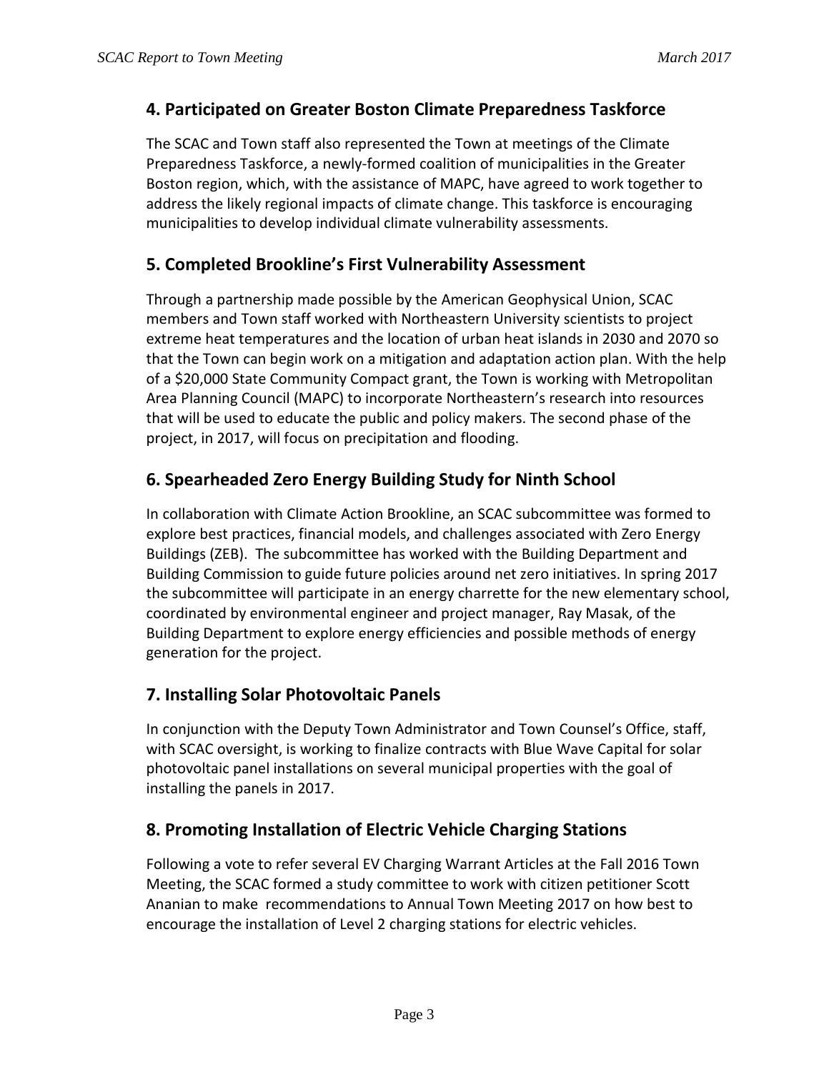## 4. Participated on Greater Boston Climate Preparedness Taskforce

The SCAC and Town staff also represented the Town at meetings of the Climate Preparedness Taskforce, a newly-formed coalition of municipalities in the Greater Boston region, which, with the assistance of MAPC, have agreed to work together to address the likely regional impacts of climate change. This taskforce is encouraging municipalities to develop individual climate vulnerability assessments.

## 5. Completed Brookline's First Vulnerability Assessment

Through a partnership made possible by the American Geophysical Union, SCAC members and Town staff worked with Northeastern University scientists to project extreme heat temperatures and the location of urban heat islands in 2030 and 2070 so that the Town can begin work on a mitigation and adaptation action plan. With the help of a $20,000 State Community Compact grant, the Town is working with Metropolitan Area Planning Council (MAPC) to incorporate Northeastern's research into resources that will be used to educate the public and policy makers. The second phase of the project, in 2017, will focus on precipitation and flooding.

## 6. Spearheaded Zero Energy Building Study for Ninth School

In collaboration with Climate Action Brookline, an SCAC subcommittee was formed to explore best practices, financial models, and challenges associated with Zero Energy Buildings (ZEB). The subcommittee has worked with the Building Department and Building Commission to guide future policies around net zero initiatives. In spring 2017 the subcommittee will participate in an energy charrette for the new elementary school, coordinated by environmental engineer and project manager, Ray Masak, of the Building Department to explore energy efficiencies and possible methods of energy generation for the project.

## 7. Installing Solar Photovoltaic Panels

In conjunction with the Deputy Town Administrator and Town Counsel's Office, staff, with SCAC oversight, is working to finalize contracts with Blue Wave Capital for solar photovoltaic panel installations on several municipal properties with the goal of installing the panels in 2017.

## 8. Promoting Installation of Electric Vehicle Charging Stations

Following a vote to refer several EV Charging Warrant Articles at the Fall 2016 Town Meeting, the SCAC formed a study committee to work with citizen petitioner Scott Ananian to make recommendations to Annual Town Meeting 2017 on how best to encourage the installation of Level 2 charging stations for electric vehicles.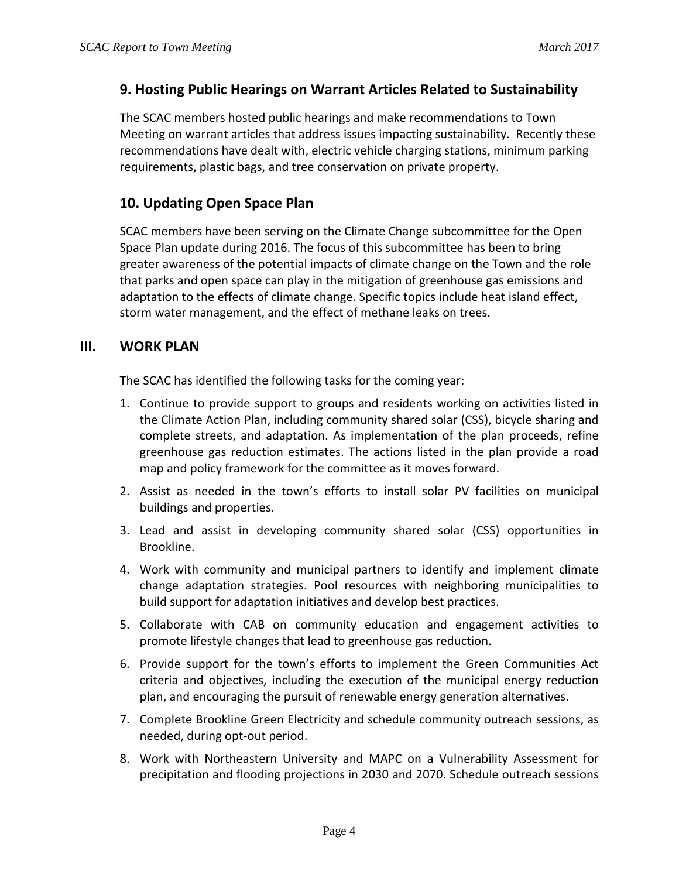## 9. Hosting Public Hearings on Warrant Articles Related to Sustainability

The SCAC members hosted public hearings and make recommendations to Town Meeting on warrant articles that address issues impacting sustainability. Recently these recommendations have dealt with, electric vehicle charging stations, minimum parking requirements, plastic bags, and tree conservation on private property.

## 10. Updating Open Space Plan

SCAC members have been serving on the Climate Change subcommittee for the Open Space Plan update during 2016. The focus of this subcommittee has been to bring greater awareness of the potential impacts of climate change on the Town and the role that parks and open space can play in the mitigation of greenhouse gas emissions and adaptation to the effects of climate change. Specific topics include heat island effect, storm water management, and the effect of methane leaks on trees.

# III. WORK PLAN

The SCAC has identified the following tasks for the coming year:

1. Continue to provide support to groups and residents working on activities listed in the Climate Action Plan, including community shared solar (CSS), bicycle sharing and complete streets, and adaptation. As implementation of the plan proceeds, refine greenhouse gas reduction estimates. The actions listed in the plan provide a road map and policy framework for the committee as it moves forward.
2. Assist as needed in the town's efforts to install solar PV facilities on municipal buildings and properties.
3. Lead and assist in developing community shared solar (CSS) opportunities in Brookline.
4. Work with community and municipal partners to identify and implement climate change adaptation strategies. Pool resources with neighboring municipalities to build support for adaptation initiatives and develop best practices.
5. Collaborate with CAB on community education and engagement activities to promote lifestyle changes that lead to greenhouse gas reduction.
6. Provide support for the town's efforts to implement the Green Communities Act criteria and objectives, including the execution of the municipal energy reduction plan, and encouraging the pursuit of renewable energy generation alternatives.
7. Complete Brookline Green Electricity and schedule community outreach sessions, as needed, during opt-out period.
8. Work with Northeastern University and MAPC on a Vulnerability Assessment for precipitation and flooding projections in 2030 and 2070. Schedule outreach sessions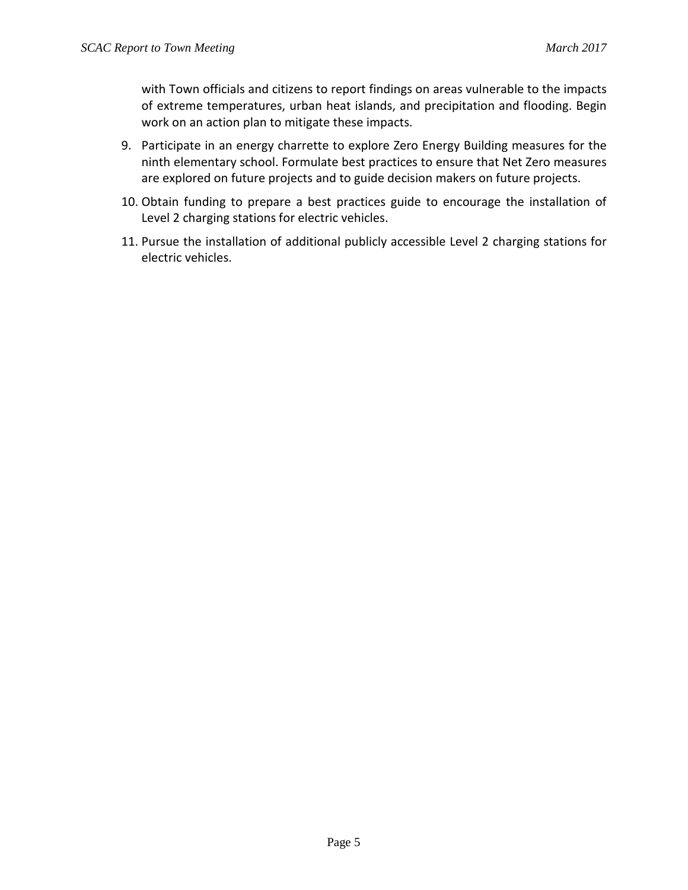with Town officials and citizens to report findings on areas vulnerable to the impacts of extreme temperatures, urban heat islands, and precipitation and flooding. Begin work on an action plan to mitigate these impacts.

9. Participate in an energy charrette to explore Zero Energy Building measures for the ninth elementary school. Formulate best practices to ensure that Net Zero measures are explored on future projects and to guide decision makers on future projects.
10. Obtain funding to prepare a best practices guide to encourage the installation of Level 2 charging stations for electric vehicles.
11. Pursue the installation of additional publicly accessible Level 2 charging stations for electric vehicles.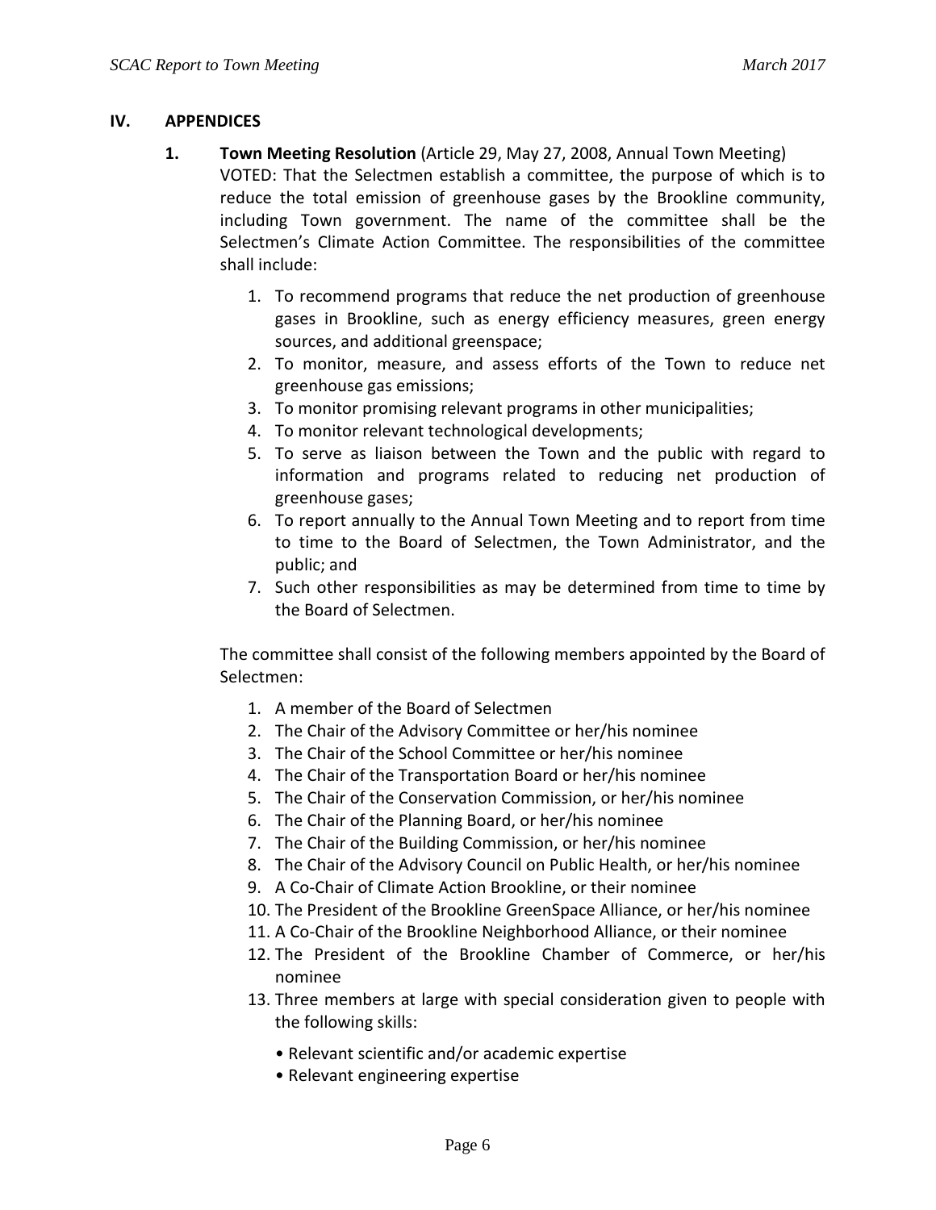## IV. APPENDICES

**1. Town Meeting Resolution** (Article 29, May 27, 2008, Annual Town Meeting)

VOTED: That the Selectmen establish a committee, the purpose of which is to reduce the total emission of greenhouse gases by the Brookline community, including Town government. The name of the committee shall be the Selectmen's Climate Action Committee. The responsibilities of the committee shall include:

1. To recommend programs that reduce the net production of greenhouse gases in Brookline, such as energy efficiency measures, green energy sources, and additional greenspace;
2. To monitor, measure, and assess efforts of the Town to reduce net greenhouse gas emissions;
3. To monitor promising relevant programs in other municipalities;
4. To monitor relevant technological developments;
5. To serve as liaison between the Town and the public with regard to information and programs related to reducing net production of greenhouse gases;
6. To report annually to the Annual Town Meeting and to report from time to time to the Board of Selectmen, the Town Administrator, and the public; and
7. Such other responsibilities as may be determined from time to time by the Board of Selectmen.

The committee shall consist of the following members appointed by the Board of Selectmen:

1. A member of the Board of Selectmen
2. The Chair of the Advisory Committee or her/his nominee
3. The Chair of the School Committee or her/his nominee
4. The Chair of the Transportation Board or her/his nominee
5. The Chair of the Conservation Commission, or her/his nominee
6. The Chair of the Planning Board, or her/his nominee
7. The Chair of the Building Commission, or her/his nominee
8. The Chair of the Advisory Council on Public Health, or her/his nominee
9. A Co-Chair of Climate Action Brookline, or their nominee
10. The President of the Brookline GreenSpace Alliance, or her/his nominee
11. A Co-Chair of the Brookline Neighborhood Alliance, or their nominee
12. The President of the Brookline Chamber of Commerce, or her/his nominee
13. Three members at large with special consideration given to people with the following skills:
    - Relevant scientific and/or academic expertise
    - Relevant engineering expertise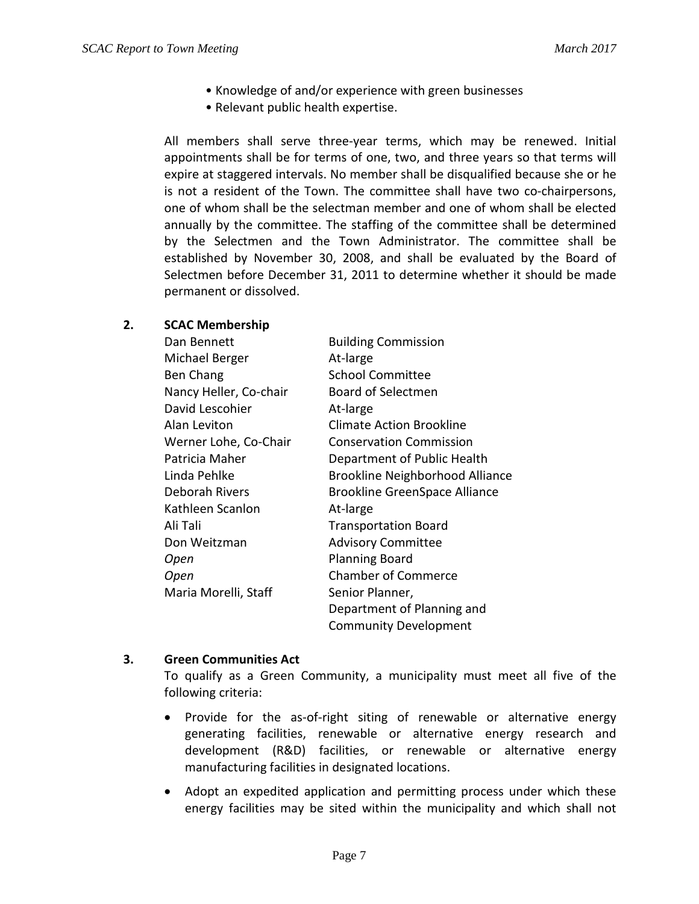- Knowledge of and/or experience with green businesses
- Relevant public health expertise.

All members shall serve three-year terms, which may be renewed. Initial appointments shall be for terms of one, two, and three years so that terms will expire at staggered intervals. No member shall be disqualified because she or he is not a resident of the Town. The committee shall have two co-chairpersons, one of whom shall be the selectman member and one of whom shall be elected annually by the committee. The staffing of the committee shall be determined by the Selectmen and the Town Administrator. The committee shall be established by November 30, 2008, and shall be evaluated by the Board of Selectmen before December 31, 2011 to determine whether it should be made permanent or dissolved.

## 2. SCAC Membership

| | |
|---|---|
| Dan Bennett | Building Commission |
| Michael Berger | At-large |
| Ben Chang | School Committee |
| Nancy Heller, Co-chair | Board of Selectmen |
| David Lescohier | At-large |
| Alan Leviton | Climate Action Brookline |
| Werner Lohe, Co-Chair | Conservation Commission |
| Patricia Maher | Department of Public Health |
| Linda Pehlke | Brookline Neighborhood Alliance |
| Deborah Rivers | Brookline GreenSpace Alliance |
| Kathleen Scanlon | At-large |
| Ali Tali | Transportation Board |
| Don Weitzman | Advisory Committee |
| *Open* | Planning Board |
| *Open* | Chamber of Commerce |
| Maria Morelli, Staff | Senior Planner, Department of Planning and Community Development |

## 3. Green Communities Act

To qualify as a Green Community, a municipality must meet all five of the following criteria:

- Provide for the as-of-right siting of renewable or alternative energy generating facilities, renewable or alternative energy research and development (R&D) facilities, or renewable or alternative energy manufacturing facilities in designated locations.
- Adopt an expedited application and permitting process under which these energy facilities may be sited within the municipality and which shall not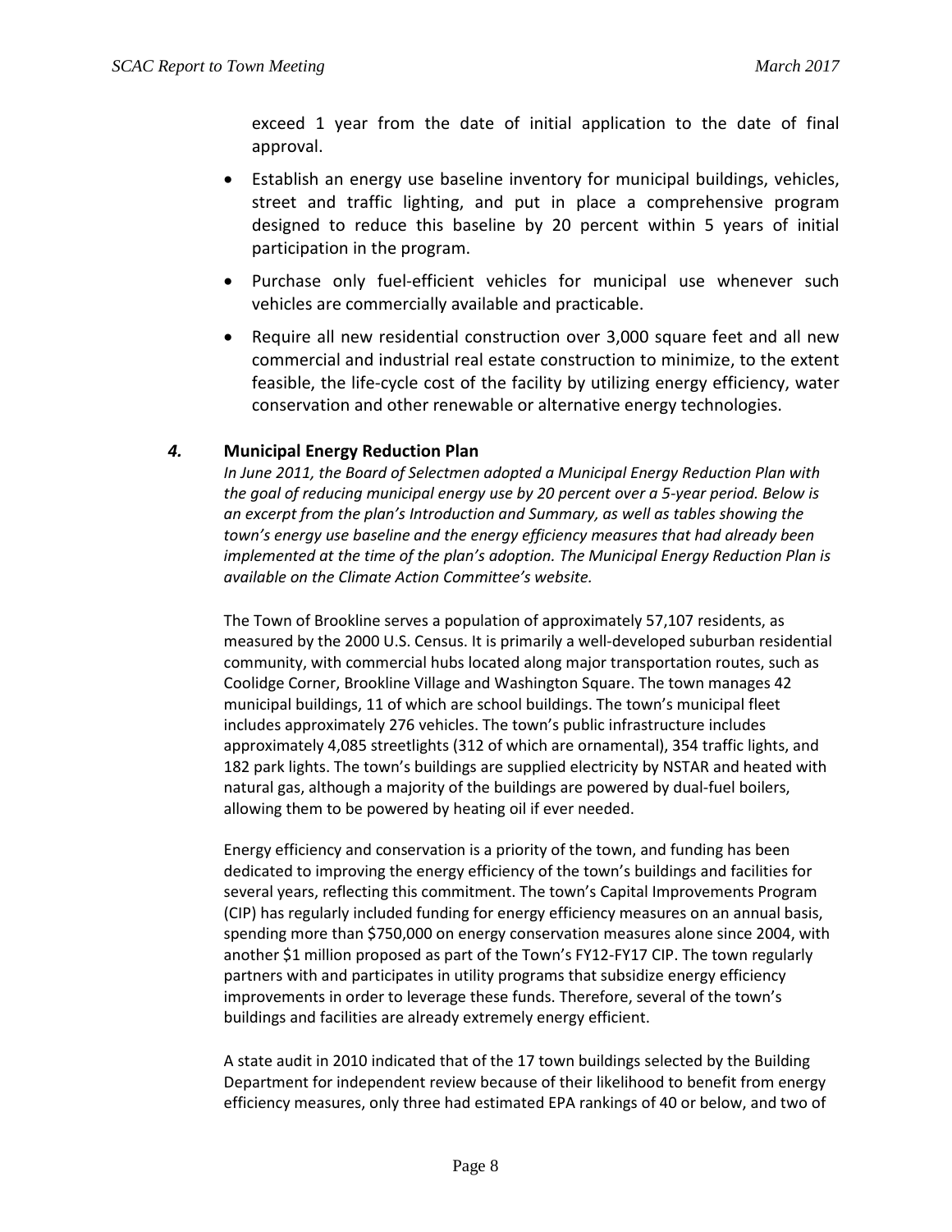exceed 1 year from the date of initial application to the date of final approval.

- Establish an energy use baseline inventory for municipal buildings, vehicles, street and traffic lighting, and put in place a comprehensive program designed to reduce this baseline by 20 percent within 5 years of initial participation in the program.
- Purchase only fuel-efficient vehicles for municipal use whenever such vehicles are commercially available and practicable.
- Require all new residential construction over 3,000 square feet and all new commercial and industrial real estate construction to minimize, to the extent feasible, the life-cycle cost of the facility by utilizing energy efficiency, water conservation and other renewable or alternative energy technologies.

### *4.* Municipal Energy Reduction Plan

*In June 2011, the Board of Selectmen adopted a Municipal Energy Reduction Plan with the goal of reducing municipal energy use by 20 percent over a 5-year period. Below is an excerpt from the plan's Introduction and Summary, as well as tables showing the town's energy use baseline and the energy efficiency measures that had already been implemented at the time of the plan's adoption. The Municipal Energy Reduction Plan is available on the Climate Action Committee's website.*

The Town of Brookline serves a population of approximately 57,107 residents, as measured by the 2000 U.S. Census. It is primarily a well-developed suburban residential community, with commercial hubs located along major transportation routes, such as Coolidge Corner, Brookline Village and Washington Square. The town manages 42 municipal buildings, 11 of which are school buildings. The town's municipal fleet includes approximately 276 vehicles. The town's public infrastructure includes approximately 4,085 streetlights (312 of which are ornamental), 354 traffic lights, and 182 park lights. The town's buildings are supplied electricity by NSTAR and heated with natural gas, although a majority of the buildings are powered by dual-fuel boilers, allowing them to be powered by heating oil if ever needed.

Energy efficiency and conservation is a priority of the town, and funding has been dedicated to improving the energy efficiency of the town's buildings and facilities for several years, reflecting this commitment. The town's Capital Improvements Program (CIP) has regularly included funding for energy efficiency measures on an annual basis, spending more than $750,000 on energy conservation measures alone since 2004, with another $1 million proposed as part of the Town's FY12-FY17 CIP. The town regularly partners with and participates in utility programs that subsidize energy efficiency improvements in order to leverage these funds. Therefore, several of the town's buildings and facilities are already extremely energy efficient.

A state audit in 2010 indicated that of the 17 town buildings selected by the Building Department for independent review because of their likelihood to benefit from energy efficiency measures, only three had estimated EPA rankings of 40 or below, and two of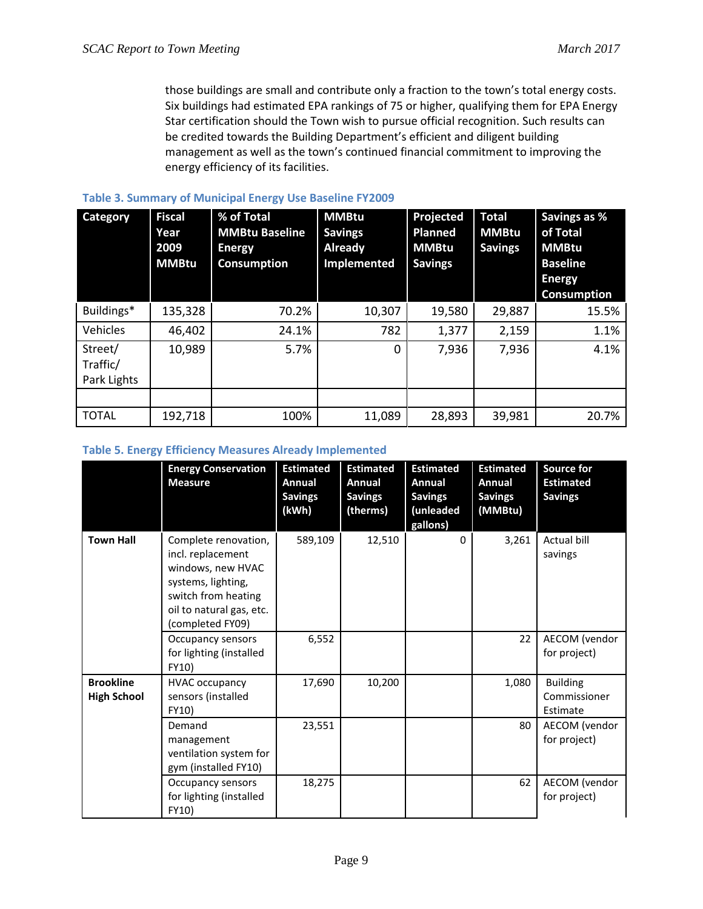those buildings are small and contribute only a fraction to the town's total energy costs. Six buildings had estimated EPA rankings of 75 or higher, qualifying them for EPA Energy Star certification should the Town wish to pursue official recognition. Such results can be credited towards the Building Department's efficient and diligent building management as well as the town's continued financial commitment to improving the energy efficiency of its facilities.

**Table 3. Summary of Municipal Energy Use Baseline FY2009**

| Category | Fiscal Year 2009 MMBtu | % of Total MMBtu Baseline Energy Consumption | MMBtu Savings Already Implemented | Projected Planned MMBtu Savings | Total MMBtu Savings | Savings as % of Total MMBtu Baseline Energy Consumption |
|---|---|---|---|---|---|---|
| Buildings* | 135,328 | 70.2% | 10,307 | 19,580 | 29,887 | 15.5% |
| Vehicles | 46,402 | 24.1% | 782 | 1,377 | 2,159 | 1.1% |
| Street/ Traffic/ Park Lights | 10,989 | 5.7% | 0 | 7,936 | 7,936 | 4.1% |
| | | | | | | |
| TOTAL | 192,718 | 100% | 11,089 | 28,893 | 39,981 | 20.7% |

**Table 5. Energy Efficiency Measures Already Implemented**

| | Energy Conservation Measure | Estimated Annual Savings (kWh) | Estimated Annual Savings (therms) | Estimated Annual Savings (unleaded gallons) | Estimated Annual Savings (MMBtu) | Source for Estimated Savings |
|---|---|---|---|---|---|---|
| **Town Hall** | Complete renovation, incl. replacement windows, new HVAC systems, lighting, switch from heating oil to natural gas, etc. (completed FY09) | 589,109 | 12,510 | 0 | 3,261 | Actual bill savings |
| | Occupancy sensors for lighting (installed FY10) | 6,552 | | | 22 | AECOM (vendor for project) |
| **Brookline High School** | HVAC occupancy sensors (installed FY10) | 17,690 | 10,200 | | 1,080 | Building Commissioner Estimate |
| | Demand management ventilation system for gym (installed FY10) | 23,551 | | | 80 | AECOM (vendor for project) |
| | Occupancy sensors for lighting (installed FY10) | 18,275 | | | 62 | AECOM (vendor for project) |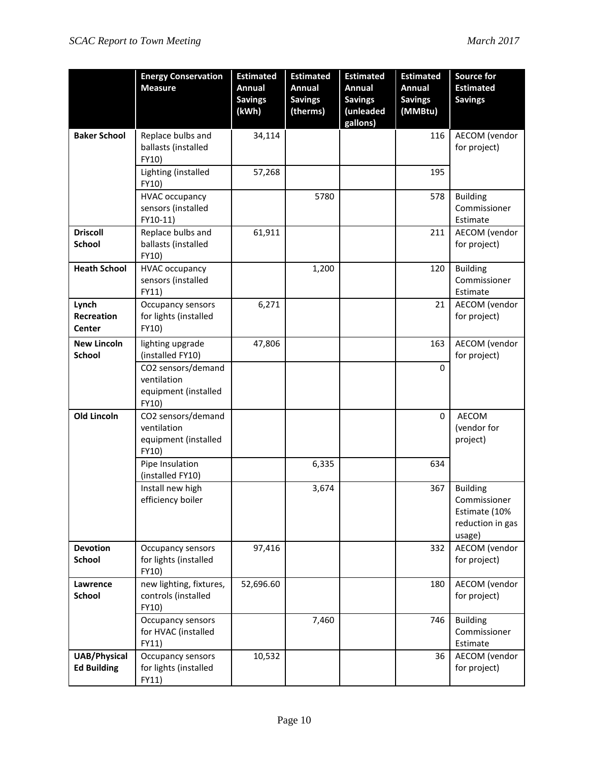| | Energy Conservation Measure | Estimated Annual Savings (kWh) | Estimated Annual Savings (therms) | Estimated Annual Savings (unleaded gallons) | Estimated Annual Savings (MMBtu) | Source for Estimated Savings |
|---|---|---|---|---|---|---|
| **Baker School** | Replace bulbs and ballasts (installed FY10) | 34,114 | | | 116 | AECOM (vendor for project) |
| | Lighting (installed FY10) | 57,268 | | | 195 | |
| | HVAC occupancy sensors (installed FY10-11) | | 5780 | | 578 | Building Commissioner Estimate |
| **Driscoll School** | Replace bulbs and ballasts (installed FY10) | 61,911 | | | 211 | AECOM (vendor for project) |
| **Heath School** | HVAC occupancy sensors (installed FY11) | | 1,200 | | 120 | Building Commissioner Estimate |
| **Lynch Recreation Center** | Occupancy sensors for lights (installed FY10) | 6,271 | | | 21 | AECOM (vendor for project) |
| **New Lincoln School** | lighting upgrade (installed FY10) | 47,806 | | | 163 | AECOM (vendor for project) |
| | CO2 sensors/demand ventilation equipment (installed FY10) | | | | 0 | |
| **Old Lincoln** | CO2 sensors/demand ventilation equipment (installed FY10) | | | | 0 | AECOM (vendor for project) |
| | Pipe Insulation (installed FY10) | | 6,335 | | 634 | |
| | Install new high efficiency boiler | | 3,674 | | 367 | Building Commissioner Estimate (10% reduction in gas usage) |
| **Devotion School** | Occupancy sensors for lights (installed FY10) | 97,416 | | | 332 | AECOM (vendor for project) |
| **Lawrence School** | new lighting, fixtures, controls (installed FY10) | 52,696.60 | | | 180 | AECOM (vendor for project) |
| | Occupancy sensors for HVAC (installed FY11) | | 7,460 | | 746 | Building Commissioner Estimate |
| **UAB/Physical Ed Building** | Occupancy sensors for lights (installed FY11) | 10,532 | | | 36 | AECOM (vendor for project) |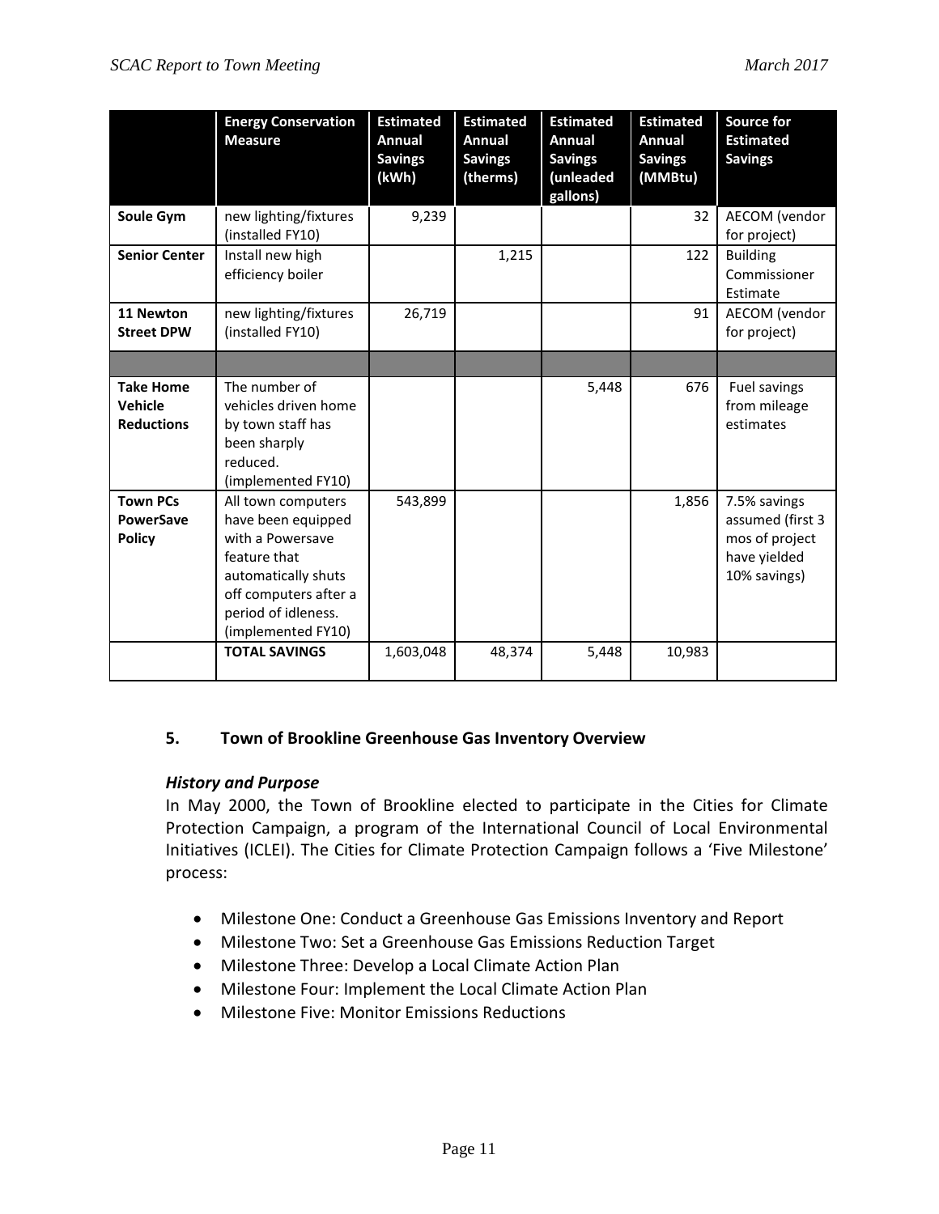| | Energy Conservation Measure | Estimated Annual Savings (kWh) | Estimated Annual Savings (therms) | Estimated Annual Savings (unleaded gallons) | Estimated Annual Savings (MMBtu) | Source for Estimated Savings |
|---|---|---|---|---|---|---|
| **Soule Gym** | new lighting/fixtures (installed FY10) | 9,239 | | | 32 | AECOM (vendor for project) |
| **Senior Center** | Install new high efficiency boiler | | 1,215 | | 122 | Building Commissioner Estimate |
| **11 Newton Street DPW** | new lighting/fixtures (installed FY10) | 26,719 | | | 91 | AECOM (vendor for project) |
| | | | | | | |
| **Take Home Vehicle Reductions** | The number of vehicles driven home by town staff has been sharply reduced. (implemented FY10) | | | 5,448 | 676 | Fuel savings from mileage estimates |
| **Town PCs PowerSave Policy** | All town computers have been equipped with a Powersave feature that automatically shuts off computers after a period of idleness. (implemented FY10) | 543,899 | | | 1,856 | 7.5% savings assumed (first 3 mos of project have yielded 10% savings) |
| | **TOTAL SAVINGS** | 1,603,048 | 48,374 | 5,448 | 10,983 | |

## 5. Town of Brookline Greenhouse Gas Inventory Overview

### *History and Purpose*

In May 2000, the Town of Brookline elected to participate in the Cities for Climate Protection Campaign, a program of the International Council of Local Environmental Initiatives (ICLEI). The Cities for Climate Protection Campaign follows a 'Five Milestone' process:

- Milestone One: Conduct a Greenhouse Gas Emissions Inventory and Report
- Milestone Two: Set a Greenhouse Gas Emissions Reduction Target
- Milestone Three: Develop a Local Climate Action Plan
- Milestone Four: Implement the Local Climate Action Plan
- Milestone Five: Monitor Emissions Reductions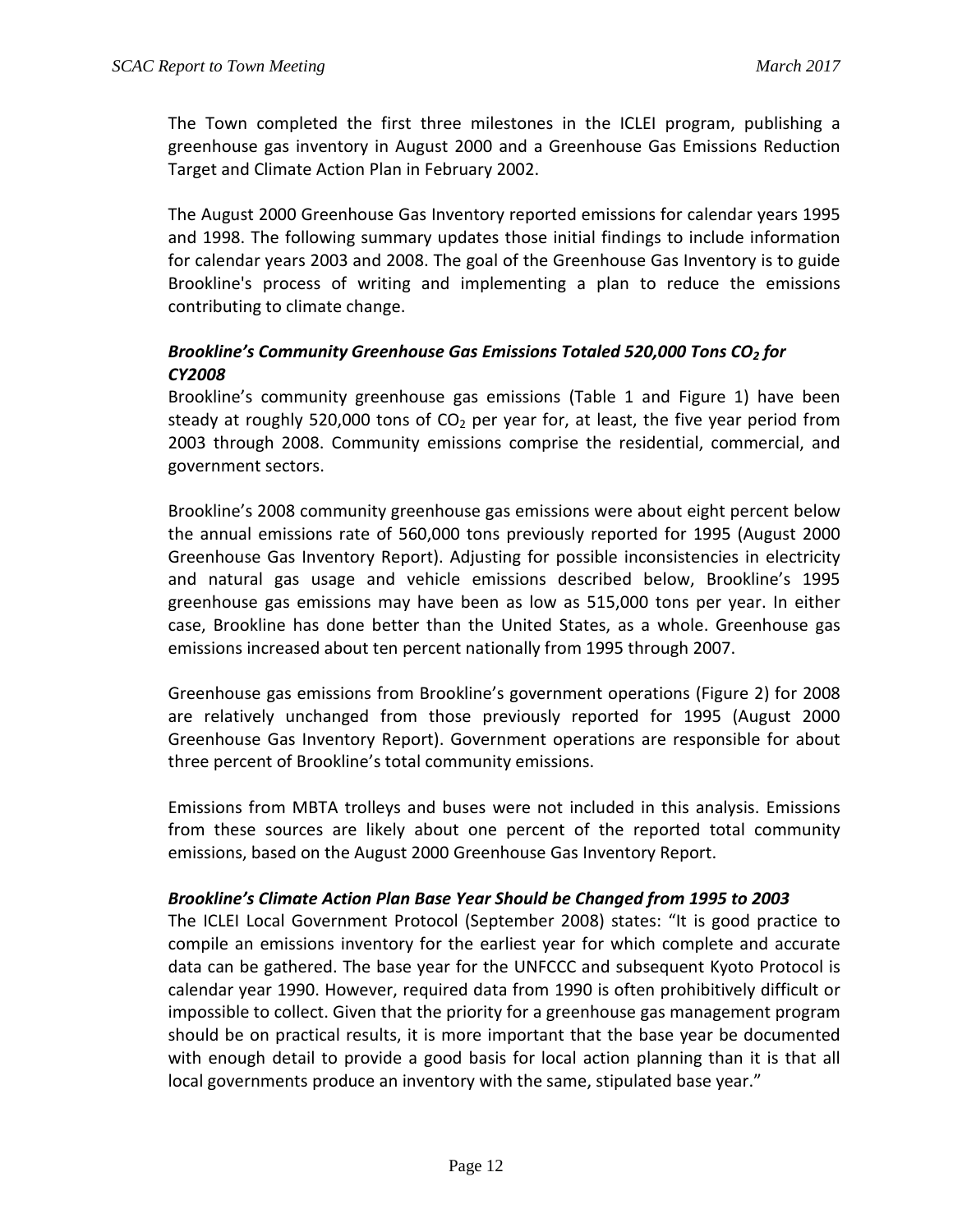The Town completed the first three milestones in the ICLEI program, publishing a greenhouse gas inventory in August 2000 and a Greenhouse Gas Emissions Reduction Target and Climate Action Plan in February 2002.

The August 2000 Greenhouse Gas Inventory reported emissions for calendar years 1995 and 1998. The following summary updates those initial findings to include information for calendar years 2003 and 2008. The goal of the Greenhouse Gas Inventory is to guide Brookline's process of writing and implementing a plan to reduce the emissions contributing to climate change.

***Brookline's Community Greenhouse Gas Emissions Totaled 520,000 Tons $CO_2$ for CY2008***

Brookline's community greenhouse gas emissions (Table 1 and Figure 1) have been steady at roughly 520,000 tons of $CO_2$ per year for, at least, the five year period from 2003 through 2008. Community emissions comprise the residential, commercial, and government sectors.

Brookline's 2008 community greenhouse gas emissions were about eight percent below the annual emissions rate of 560,000 tons previously reported for 1995 (August 2000 Greenhouse Gas Inventory Report). Adjusting for possible inconsistencies in electricity and natural gas usage and vehicle emissions described below, Brookline's 1995 greenhouse gas emissions may have been as low as 515,000 tons per year. In either case, Brookline has done better than the United States, as a whole. Greenhouse gas emissions increased about ten percent nationally from 1995 through 2007.

Greenhouse gas emissions from Brookline's government operations (Figure 2) for 2008 are relatively unchanged from those previously reported for 1995 (August 2000 Greenhouse Gas Inventory Report). Government operations are responsible for about three percent of Brookline's total community emissions.

Emissions from MBTA trolleys and buses were not included in this analysis. Emissions from these sources are likely about one percent of the reported total community emissions, based on the August 2000 Greenhouse Gas Inventory Report.

***Brookline's Climate Action Plan Base Year Should be Changed from 1995 to 2003***

The ICLEI Local Government Protocol (September 2008) states: "It is good practice to compile an emissions inventory for the earliest year for which complete and accurate data can be gathered. The base year for the UNFCCC and subsequent Kyoto Protocol is calendar year 1990. However, required data from 1990 is often prohibitively difficult or impossible to collect. Given that the priority for a greenhouse gas management program should be on practical results, it is more important that the base year be documented with enough detail to provide a good basis for local action planning than it is that all local governments produce an inventory with the same, stipulated base year."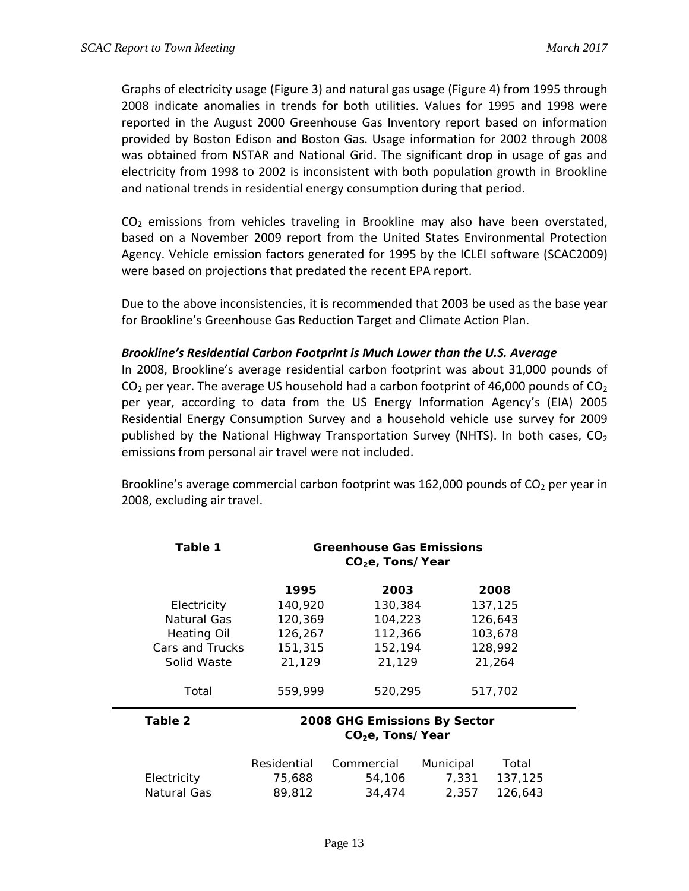Graphs of electricity usage (Figure 3) and natural gas usage (Figure 4) from 1995 through 2008 indicate anomalies in trends for both utilities. Values for 1995 and 1998 were reported in the August 2000 Greenhouse Gas Inventory report based on information provided by Boston Edison and Boston Gas. Usage information for 2002 through 2008 was obtained from NSTAR and National Grid. The significant drop in usage of gas and electricity from 1998 to 2002 is inconsistent with both population growth in Brookline and national trends in residential energy consumption during that period.

$CO_2$ emissions from vehicles traveling in Brookline may also have been overstated, based on a November 2009 report from the United States Environmental Protection Agency. Vehicle emission factors generated for 1995 by the ICLEI software (SCAC2009) were based on projections that predated the recent EPA report.

Due to the above inconsistencies, it is recommended that 2003 be used as the base year for Brookline's Greenhouse Gas Reduction Target and Climate Action Plan.

***Brookline's Residential Carbon Footprint is Much Lower than the U.S. Average***

In 2008, Brookline's average residential carbon footprint was about 31,000 pounds of $CO_2$ per year. The average US household had a carbon footprint of 46,000 pounds of $CO_2$ per year, according to data from the US Energy Information Agency's (EIA) 2005 Residential Energy Consumption Survey and a household vehicle use survey for 2009 published by the National Highway Transportation Survey (NHTS). In both cases, $CO_2$ emissions from personal air travel were not included.

Brookline's average commercial carbon footprint was 162,000 pounds of $CO_2$ per year in 2008, excluding air travel.

**Table 1** — **Greenhouse Gas Emissions $CO_2e$, Tons/Year**

| | 1995 | 2003 | 2008 |
|---|---|---|---|
| Electricity | 140,920 | 130,384 | 137,125 |
| Natural Gas | 120,369 | 104,223 | 126,643 |
| Heating Oil | 126,267 | 112,366 | 103,678 |
| Cars and Trucks | 151,315 | 152,194 | 128,992 |
| Solid Waste | 21,129 | 21,129 | 21,264 |
| Total | 559,999 | 520,295 | 517,702 |

**Table 2** — **2008 GHG Emissions By Sector $CO_2e$, Tons/Year**

| | Residential | Commercial | Municipal | Total |
|---|---|---|---|---|
| Electricity | 75,688 | 54,106 | 7,331 | 137,125 |
| Natural Gas | 89,812 | 34,474 | 2,357 | 126,643 |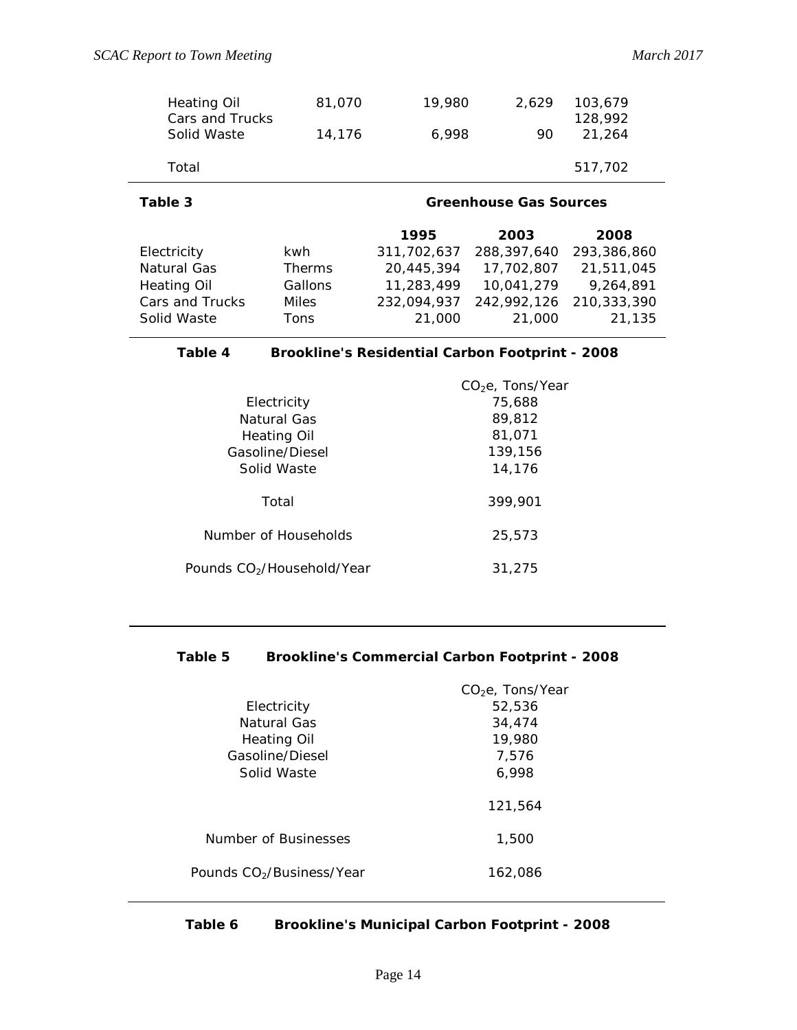| | | | | |
|---|---|---|---|---|
| Heating Oil | 81,070 | 19,980 | 2,629 | 103,679 |
| Cars and Trucks | | | | 128,992 |
| Solid Waste | 14,176 | 6,998 | 90 | 21,264 |
| | | | | |
| Total | | | | 517,702 |

**Table 3** **Greenhouse Gas Sources**

| | | 1995 | 2003 | 2008 |
|---|---|---|---|---|
| Electricity | kwh | 311,702,637 | 288,397,640 | 293,386,860 |
| Natural Gas | Therms | 20,445,394 | 17,702,807 | 21,511,045 |
| Heating Oil | Gallons | 11,283,499 | 10,041,279 | 9,264,891 |
| Cars and Trucks | Miles | 232,094,937 | 242,992,126 | 210,333,390 |
| Solid Waste | Tons | 21,000 | 21,000 | 21,135 |

**Table 4** **Brookline's Residential Carbon Footprint - 2008**

| | $CO_2$e, Tons/Year |
|---|---|
| Electricity | 75,688 |
| Natural Gas | 89,812 |
| Heating Oil | 81,071 |
| Gasoline/Diesel | 139,156 |
| Solid Waste | 14,176 |
| | |
| Total | 399,901 |
| | |
| Number of Households | 25,573 |
| | |
| Pounds $CO_2$/Household/Year | 31,275 |

**Table 5** **Brookline's Commercial Carbon Footprint - 2008**

| | $CO_2$e, Tons/Year |
|---|---|
| Electricity | 52,536 |
| Natural Gas | 34,474 |
| Heating Oil | 19,980 |
| Gasoline/Diesel | 7,576 |
| Solid Waste | 6,998 |
| | |
| | 121,564 |
| | |
| Number of Businesses | 1,500 |
| | |
| Pounds $CO_2$/Business/Year | 162,086 |

**Table 6** **Brookline's Municipal Carbon Footprint - 2008**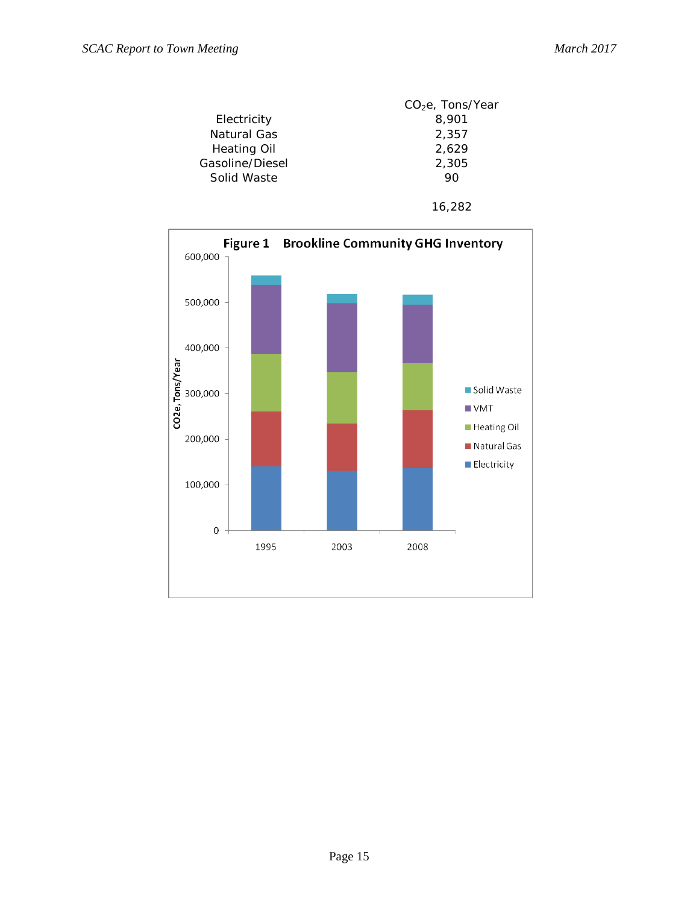| | $CO_2e$, Tons/Year |
|---|---|
| Electricity | 8,901 |
| Natural Gas | 2,357 |
| Heating Oil | 2,629 |
| Gasoline/Diesel | 2,305 |
| Solid Waste | 90 |
| | 16,282 |

**Figure 1 Brookline Community GHG Inventory**

| Year | Electricity | Natural Gas | Heating Oil | VMT | Solid Waste |
|---|---|---|---|---|---|
| 1995 | | | | | |
| 2003 | | | | | |
| 2008 | | | | | |

Y-axis: CO2e, Tons/Year (0 to 600,000)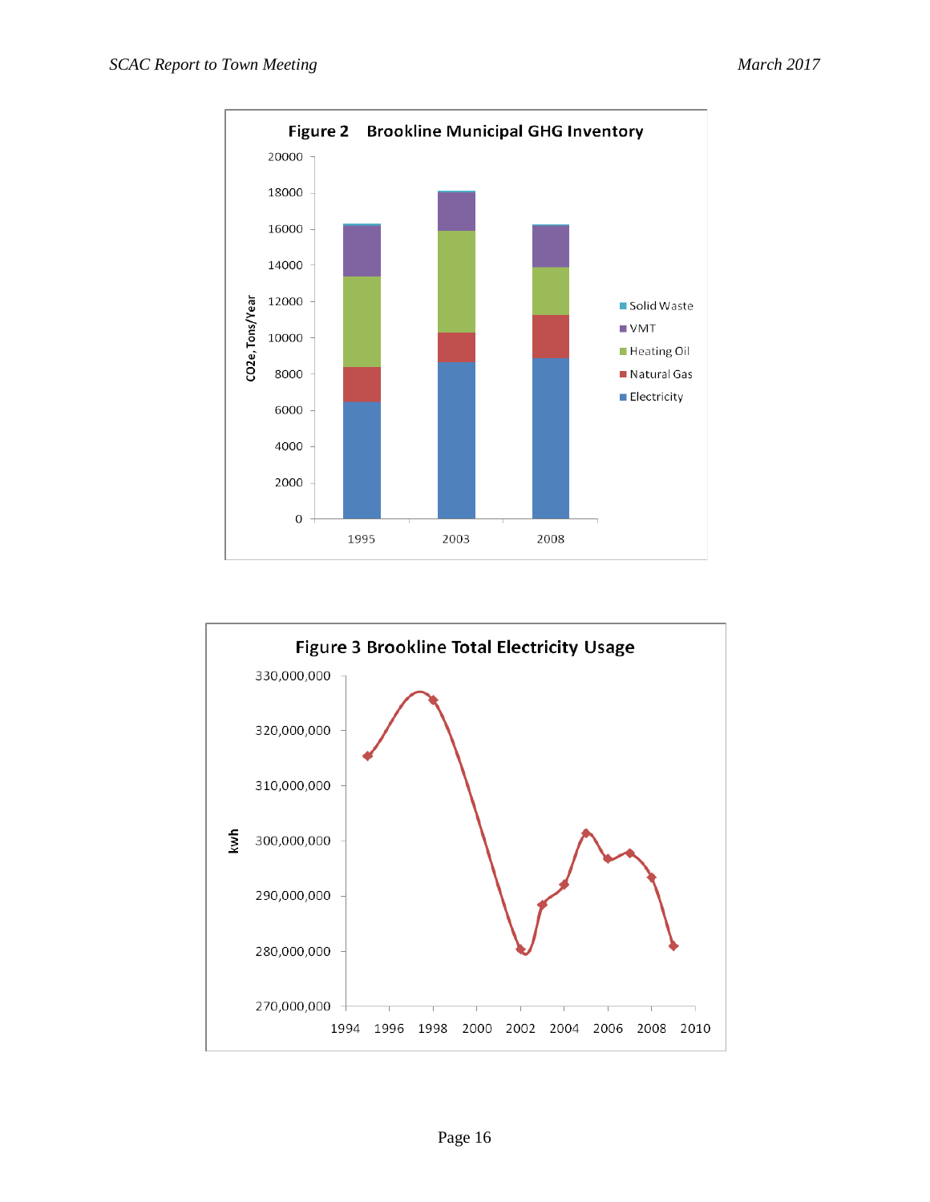**Figure 2 Brookline Municipal GHG Inventory**

**Figure 3 Brookline Total Electricity Usage**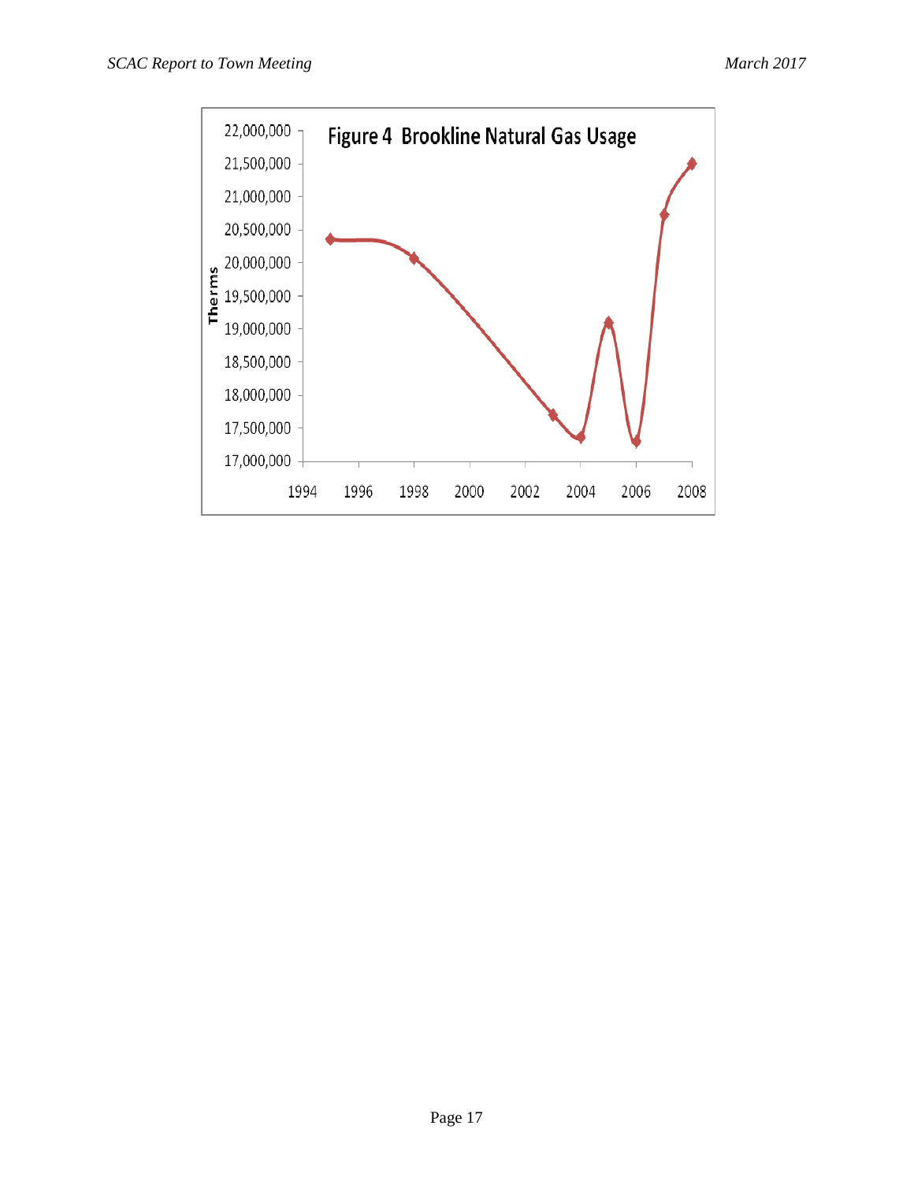Figure 4 Brookline Natural Gas Usage

Therms

22,000,000
21,500,000
21,000,000
20,500,000
20,000,000
19,500,000
19,000,000
18,500,000
18,000,000
17,500,000
17,000,000

1994 1996 1998 2000 2002 2004 2006 2008